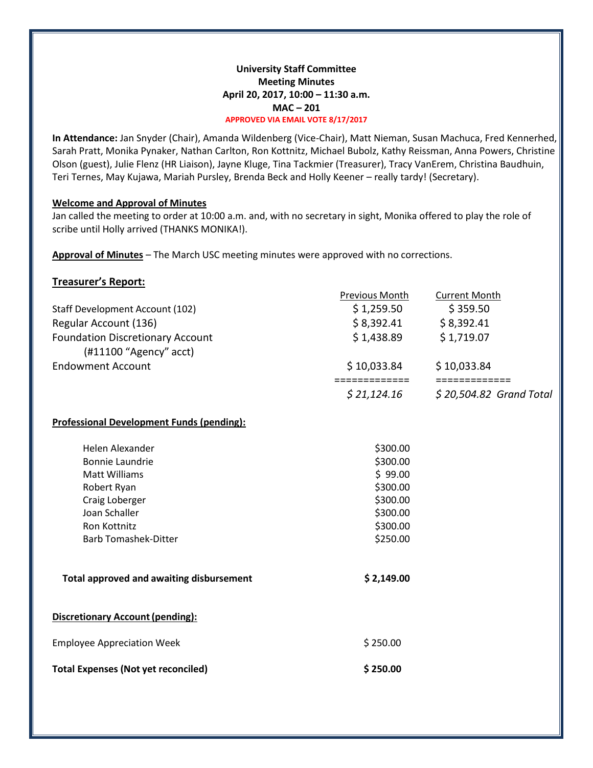**University Staff Committee**
**Meeting Minutes**
**April 20, 2017, 10:00 – 11:30 a.m.**
**MAC – 201**
**APPROVED VIA EMAIL VOTE 8/17/2017**

**In Attendance:** Jan Snyder (Chair), Amanda Wildenberg (Vice-Chair), Matt Nieman, Susan Machuca, Fred Kennerhed, Sarah Pratt, Monika Pynaker, Nathan Carlton, Ron Kottnitz, Michael Bubolz, Kathy Reissman, Anna Powers, Christine Olson (guest), Julie Flenz (HR Liaison), Jayne Kluge, Tina Tackmier (Treasurer), Tracy VanErem, Christina Baudhuin, Teri Ternes, May Kujawa, Mariah Pursley, Brenda Beck and Holly Keener – really tardy! (Secretary).

**Welcome and Approval of Minutes**

Jan called the meeting to order at 10:00 a.m. and, with no secretary in sight, Monika offered to play the role of scribe until Holly arrived (THANKS MONIKA!).

**Approval of Minutes** – The March USC meeting minutes were approved with no corrections.

**Treasurer's Report:**

| | Previous Month | Current Month |
|---|---|---|
| Staff Development Account (102) | $ 1,259.50 | $ 359.50 |
| Regular Account (136) | $ 8,392.41 | $ 8,392.41 |
| Foundation Discretionary Account (#11100 "Agency" acct) | $ 1,438.89 | $ 1,719.07 |
| Endowment Account | $ 10,033.84 | $ 10,033.84 |
| | ============= | ============= |
| | *$ 21,124.16* | *$ 20,504.82 Grand Total* |

**Professional Development Funds (pending):**

| | |
|---|---|
| Helen Alexander | $300.00 |
| Bonnie Laundrie | $300.00 |
| Matt Williams | $ 99.00 |
| Robert Ryan | $300.00 |
| Craig Loberger | $300.00 |
| Joan Schaller | $300.00 |
| Ron Kottnitz | $300.00 |
| Barb Tomashek-Ditter | $250.00 |
| **Total approved and awaiting disbursement** | **$ 2,149.00** |

**Discretionary Account (pending):**

| | |
|---|---|
| Employee Appreciation Week | $ 250.00 |
| **Total Expenses (Not yet reconciled)** | **$ 250.00** |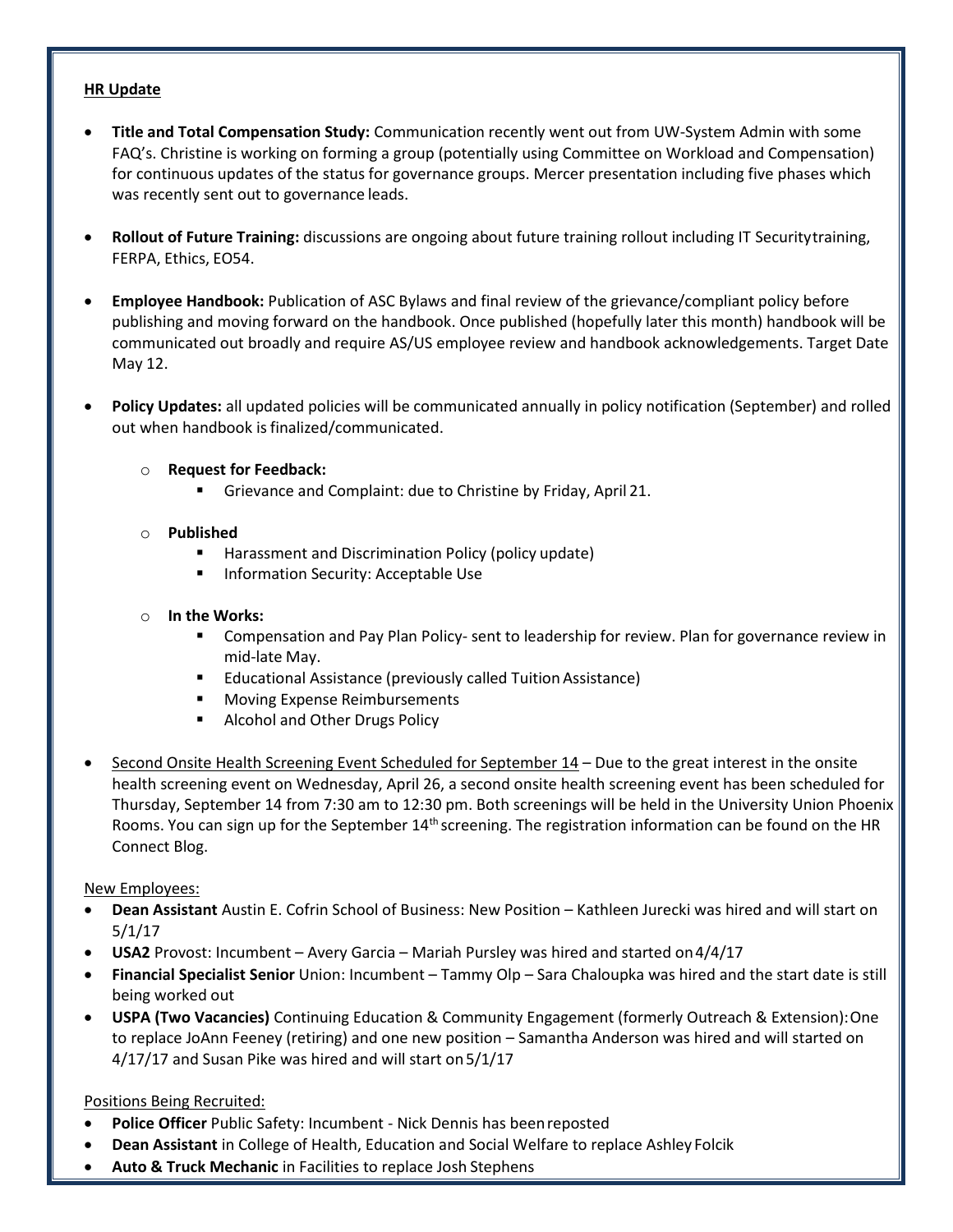**HR Update**

- **Title and Total Compensation Study:** Communication recently went out from UW-System Admin with some FAQ's. Christine is working on forming a group (potentially using Committee on Workload and Compensation) for continuous updates of the status for governance groups. Mercer presentation including five phases which was recently sent out to governance leads.

- **Rollout of Future Training:** discussions are ongoing about future training rollout including IT Security training, FERPA, Ethics, EO54.

- **Employee Handbook:** Publication of ASC Bylaws and final review of the grievance/compliant policy before publishing and moving forward on the handbook. Once published (hopefully later this month) handbook will be communicated out broadly and require AS/US employee review and handbook acknowledgements. Target Date May 12.

- **Policy Updates:** all updated policies will be communicated annually in policy notification (September) and rolled out when handbook is finalized/communicated.
  - **Request for Feedback:**
    - Grievance and Complaint: due to Christine by Friday, April 21.
  - **Published**
    - Harassment and Discrimination Policy (policy update)
    - Information Security: Acceptable Use
  - **In the Works:**
    - Compensation and Pay Plan Policy- sent to leadership for review. Plan for governance review in mid-late May.
    - Educational Assistance (previously called Tuition Assistance)
    - Moving Expense Reimbursements
    - Alcohol and Other Drugs Policy

- Second Onsite Health Screening Event Scheduled for September 14 – Due to the great interest in the onsite health screening event on Wednesday, April 26, a second onsite health screening event has been scheduled for Thursday, September 14 from 7:30 am to 12:30 pm. Both screenings will be held in the University Union Phoenix Rooms. You can sign up for the September 14th screening. The registration information can be found on the HR Connect Blog.

New Employees:

- **Dean Assistant** Austin E. Cofrin School of Business: New Position – Kathleen Jurecki was hired and will start on 5/1/17
- **USA2** Provost: Incumbent – Avery Garcia – Mariah Pursley was hired and started on 4/4/17
- **Financial Specialist Senior** Union: Incumbent – Tammy Olp – Sara Chaloupka was hired and the start date is still being worked out
- **USPA (Two Vacancies)** Continuing Education & Community Engagement (formerly Outreach & Extension): One to replace JoAnn Feeney (retiring) and one new position – Samantha Anderson was hired and will started on 4/17/17 and Susan Pike was hired and will start on 5/1/17

Positions Being Recruited:

- **Police Officer** Public Safety: Incumbent - Nick Dennis has been reposted
- **Dean Assistant** in College of Health, Education and Social Welfare to replace Ashley Folcik
- **Auto & Truck Mechanic** in Facilities to replace Josh Stephens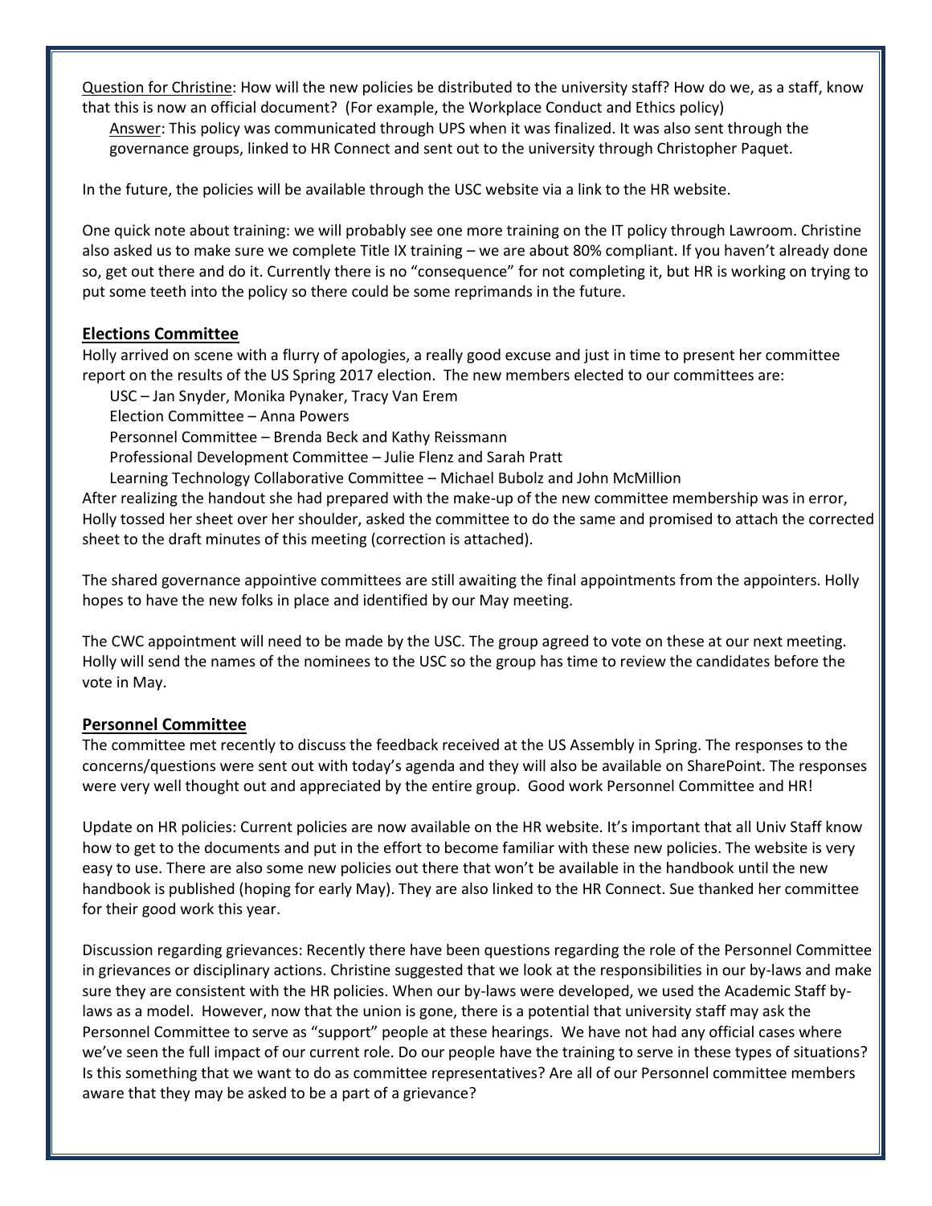Question for Christine: How will the new policies be distributed to the university staff? How do we, as a staff, know that this is now an official document? (For example, the Workplace Conduct and Ethics policy)

Answer: This policy was communicated through UPS when it was finalized. It was also sent through the governance groups, linked to HR Connect and sent out to the university through Christopher Paquet.

In the future, the policies will be available through the USC website via a link to the HR website.

One quick note about training: we will probably see one more training on the IT policy through Lawroom. Christine also asked us to make sure we complete Title IX training – we are about 80% compliant. If you haven't already done so, get out there and do it. Currently there is no "consequence" for not completing it, but HR is working on trying to put some teeth into the policy so there could be some reprimands in the future.

## Elections Committee

Holly arrived on scene with a flurry of apologies, a really good excuse and just in time to present her committee report on the results of the US Spring 2017 election. The new members elected to our committees are:

- USC – Jan Snyder, Monika Pynaker, Tracy Van Erem
- Election Committee – Anna Powers
- Personnel Committee – Brenda Beck and Kathy Reissmann
- Professional Development Committee – Julie Flenz and Sarah Pratt
- Learning Technology Collaborative Committee – Michael Bubolz and John McMillion

After realizing the handout she had prepared with the make-up of the new committee membership was in error, Holly tossed her sheet over her shoulder, asked the committee to do the same and promised to attach the corrected sheet to the draft minutes of this meeting (correction is attached).

The shared governance appointive committees are still awaiting the final appointments from the appointers. Holly hopes to have the new folks in place and identified by our May meeting.

The CWC appointment will need to be made by the USC. The group agreed to vote on these at our next meeting. Holly will send the names of the nominees to the USC so the group has time to review the candidates before the vote in May.

## Personnel Committee

The committee met recently to discuss the feedback received at the US Assembly in Spring. The responses to the concerns/questions were sent out with today's agenda and they will also be available on SharePoint. The responses were very well thought out and appreciated by the entire group. Good work Personnel Committee and HR!

Update on HR policies: Current policies are now available on the HR website. It's important that all Univ Staff know how to get to the documents and put in the effort to become familiar with these new policies. The website is very easy to use. There are also some new policies out there that won't be available in the handbook until the new handbook is published (hoping for early May). They are also linked to the HR Connect. Sue thanked her committee for their good work this year.

Discussion regarding grievances: Recently there have been questions regarding the role of the Personnel Committee in grievances or disciplinary actions. Christine suggested that we look at the responsibilities in our by-laws and make sure they are consistent with the HR policies. When our by-laws were developed, we used the Academic Staff by-laws as a model. However, now that the union is gone, there is a potential that university staff may ask the Personnel Committee to serve as "support" people at these hearings. We have not had any official cases where we've seen the full impact of our current role. Do our people have the training to serve in these types of situations? Is this something that we want to do as committee representatives? Are all of our Personnel committee members aware that they may be asked to be a part of a grievance?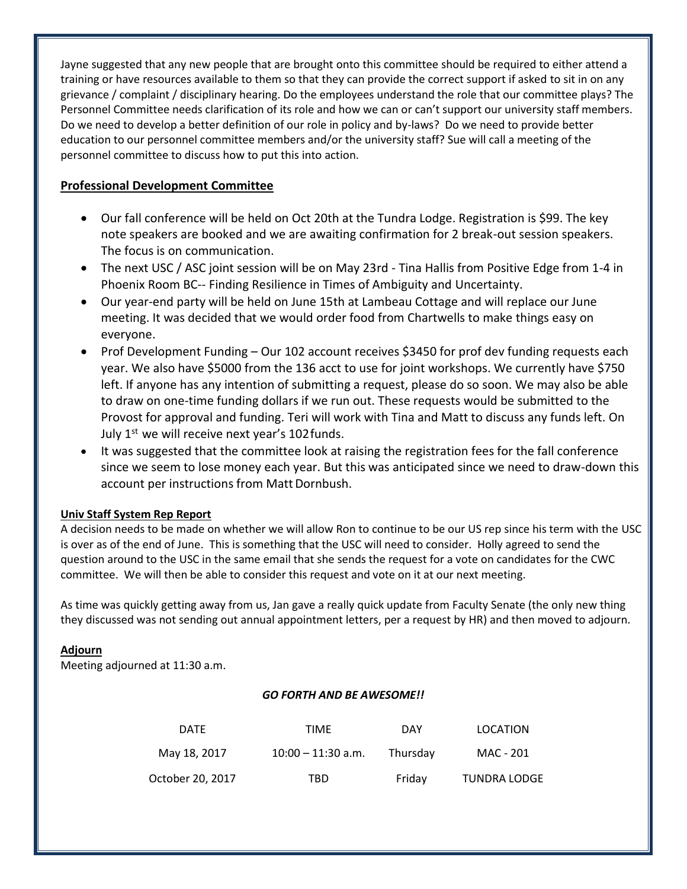Jayne suggested that any new people that are brought onto this committee should be required to either attend a training or have resources available to them so that they can provide the correct support if asked to sit in on any grievance / complaint / disciplinary hearing. Do the employees understand the role that our committee plays? The Personnel Committee needs clarification of its role and how we can or can't support our university staff members. Do we need to develop a better definition of our role in policy and by-laws? Do we need to provide better education to our personnel committee members and/or the university staff? Sue will call a meeting of the personnel committee to discuss how to put this into action.

**Professional Development Committee**

- Our fall conference will be held on Oct 20th at the Tundra Lodge. Registration is $99. The key note speakers are booked and we are awaiting confirmation for 2 break-out session speakers. The focus is on communication.
- The next USC / ASC joint session will be on May 23rd - Tina Hallis from Positive Edge from 1-4 in Phoenix Room BC-- Finding Resilience in Times of Ambiguity and Uncertainty.
- Our year-end party will be held on June 15th at Lambeau Cottage and will replace our June meeting. It was decided that we would order food from Chartwells to make things easy on everyone.
- Prof Development Funding – Our 102 account receives $3450 for prof dev funding requests each year. We also have $5000 from the 136 acct to use for joint workshops. We currently have $750 left. If anyone has any intention of submitting a request, please do so soon. We may also be able to draw on one-time funding dollars if we run out. These requests would be submitted to the Provost for approval and funding. Teri will work with Tina and Matt to discuss any funds left. On July 1st we will receive next year's 102 funds.
- It was suggested that the committee look at raising the registration fees for the fall conference since we seem to lose money each year. But this was anticipated since we need to draw-down this account per instructions from Matt Dornbush.

**Univ Staff System Rep Report**

A decision needs to be made on whether we will allow Ron to continue to be our US rep since his term with the USC is over as of the end of June. This is something that the USC will need to consider. Holly agreed to send the question around to the USC in the same email that she sends the request for a vote on candidates for the CWC committee. We will then be able to consider this request and vote on it at our next meeting.

As time was quickly getting away from us, Jan gave a really quick update from Faculty Senate (the only new thing they discussed was not sending out annual appointment letters, per a request by HR) and then moved to adjourn.

**Adjourn**

Meeting adjourned at 11:30 a.m.

***GO FORTH AND BE AWESOME!!***

| DATE | TIME | DAY | LOCATION |
|---|---|---|---|
| May 18, 2017 | 10:00 – 11:30 a.m. | Thursday | MAC - 201 |
| October 20, 2017 | TBD | Friday | TUNDRA LODGE |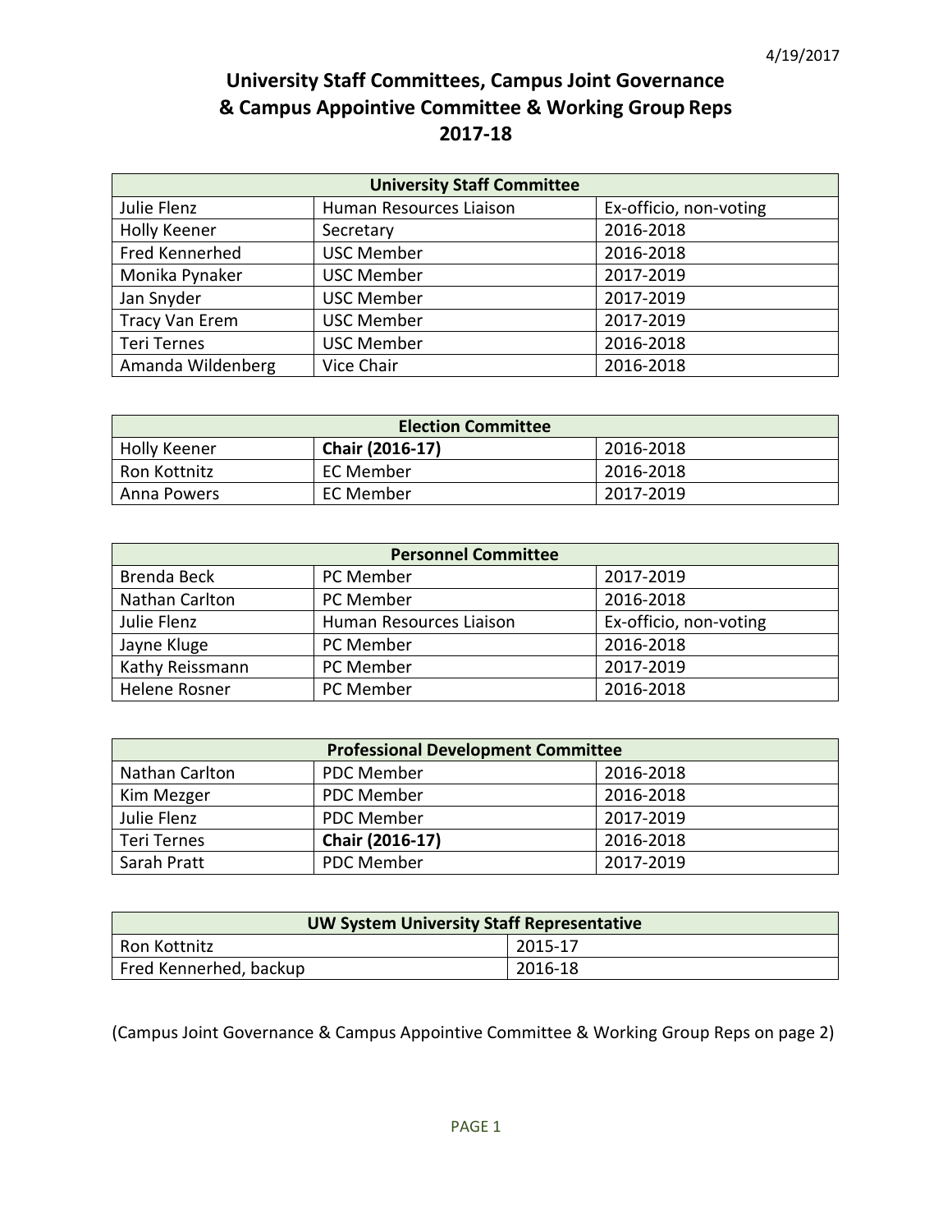4/19/2017

# University Staff Committees, Campus Joint Governance & Campus Appointive Committee & Working Group Reps 2017-18

| University Staff Committee | | |
|---|---|---|
| Julie Flenz | Human Resources Liaison | Ex-officio, non-voting |
| Holly Keener | Secretary | 2016-2018 |
| Fred Kennerhed | USC Member | 2016-2018 |
| Monika Pynaker | USC Member | 2017-2019 |
| Jan Snyder | USC Member | 2017-2019 |
| Tracy Van Erem | USC Member | 2017-2019 |
| Teri Ternes | USC Member | 2016-2018 |
| Amanda Wildenberg | Vice Chair | 2016-2018 |

| Election Committee | | |
|---|---|---|
| Holly Keener | **Chair (2016-17)** | 2016-2018 |
| Ron Kottnitz | EC Member | 2016-2018 |
| Anna Powers | EC Member | 2017-2019 |

| Personnel Committee | | |
|---|---|---|
| Brenda Beck | PC Member | 2017-2019 |
| Nathan Carlton | PC Member | 2016-2018 |
| Julie Flenz | Human Resources Liaison | Ex-officio, non-voting |
| Jayne Kluge | PC Member | 2016-2018 |
| Kathy Reissmann | PC Member | 2017-2019 |
| Helene Rosner | PC Member | 2016-2018 |

| Professional Development Committee | | |
|---|---|---|
| Nathan Carlton | PDC Member | 2016-2018 |
| Kim Mezger | PDC Member | 2016-2018 |
| Julie Flenz | PDC Member | 2017-2019 |
| Teri Ternes | **Chair (2016-17)** | 2016-2018 |
| Sarah Pratt | PDC Member | 2017-2019 |

| UW System University Staff Representative | |
|---|---|
| Ron Kottnitz | 2015-17 |
| Fred Kennerhed, backup | 2016-18 |

(Campus Joint Governance & Campus Appointive Committee & Working Group Reps on page 2)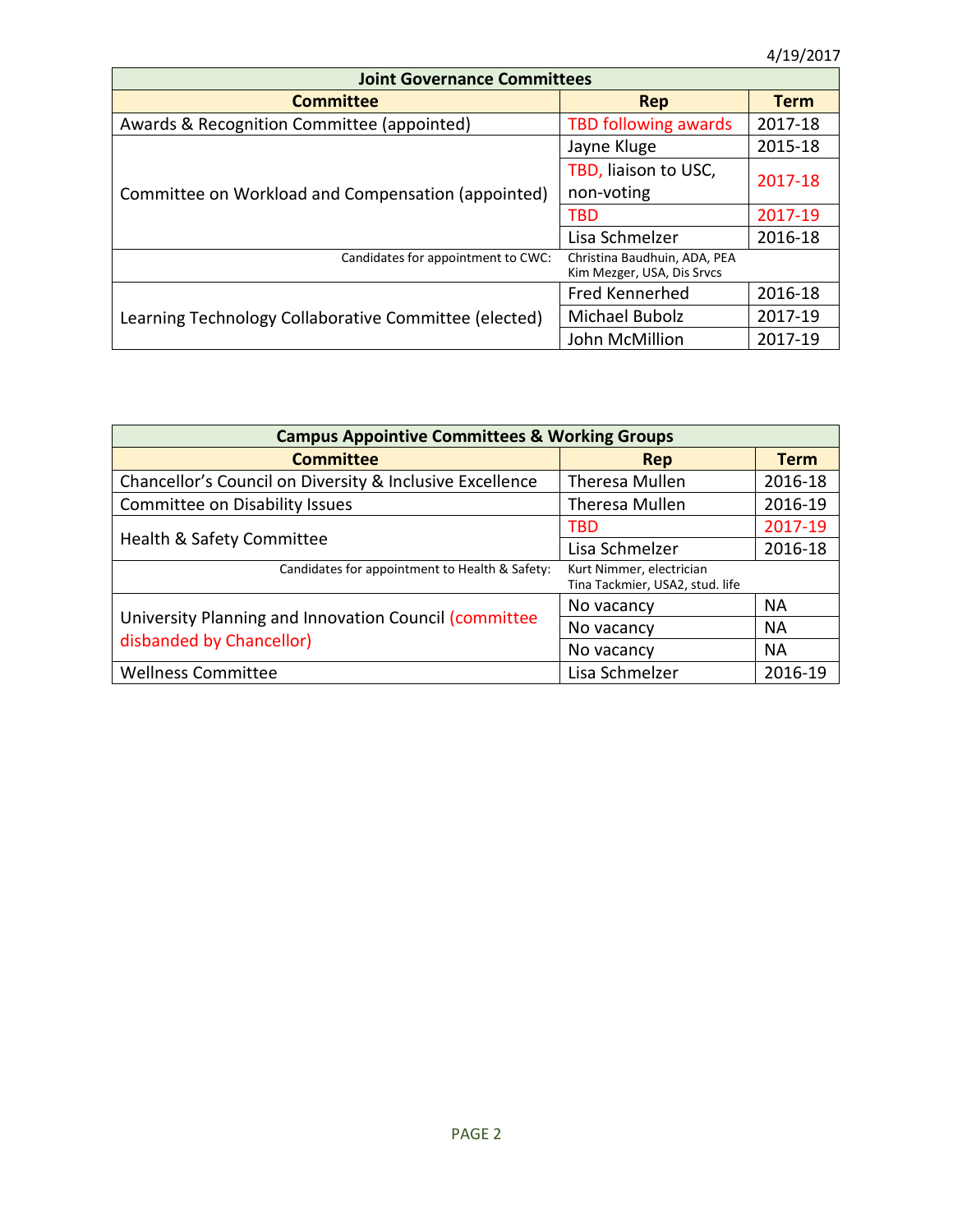4/19/2017

| Joint Governance Committees | | |
|---|---|---|
| **Committee** | **Rep** | **Term** |
| Awards & Recognition Committee (appointed) | TBD following awards | 2017-18 |
| Committee on Workload and Compensation (appointed) | Jayne Kluge | 2015-18 |
| | TBD, liaison to USC, non-voting | 2017-18 |
| | TBD | 2017-19 |
| | Lisa Schmelzer | 2016-18 |
| Candidates for appointment to CWC: | Christina Baudhuin, ADA, PEA<br>Kim Mezger, USA, Dis Srvcs | |
| Learning Technology Collaborative Committee (elected) | Fred Kennerhed | 2016-18 |
| | Michael Bubolz | 2017-19 |
| | John McMillion | 2017-19 |

| Campus Appointive Committees & Working Groups | | |
|---|---|---|
| **Committee** | **Rep** | **Term** |
| Chancellor's Council on Diversity & Inclusive Excellence | Theresa Mullen | 2016-18 |
| Committee on Disability Issues | Theresa Mullen | 2016-19 |
| Health & Safety Committee | TBD | 2017-19 |
| | Lisa Schmelzer | 2016-18 |
| Candidates for appointment to Health & Safety: | Kurt Nimmer, electrician<br>Tina Tackmier, USA2, stud. life | |
| University Planning and Innovation Council (committee disbanded by Chancellor) | No vacancy | NA |
| | No vacancy | NA |
| | No vacancy | NA |
| Wellness Committee | Lisa Schmelzer | 2016-19 |